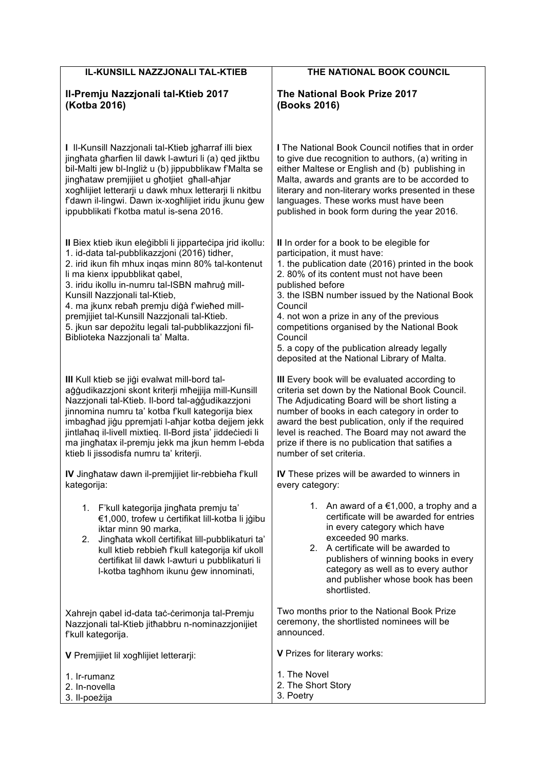| IL-KUNSILL NAZZJONALI TAL-KTIEB | THE NATIONAL BOOK COUNCIL |
|---|---|
| **Il-Premju Nazzjonali tal-Ktieb 2017 (Kotba 2016)** | **The National Book Prize 2017 (Books 2016)** |
| **I** Il-Kunsill Nazzjonali tal-Ktieb jgħarraf illi biex jingħata għarfien lil dawk l-awturi li (a) qed jiktbu bil-Malti jew bl-Ingliż u (b) jippubblikaw f'Malta se jingħataw premjijiet u għotjiet għall-aħjar xogħlijiet letterarji u dawk mhux letterarji li nkitbu f'dawn il-lingwi. Dawn ix-xogħlijiet iridu jkunu ġew ippubblikati f'kotba matul is-sena 2016. | **I** The National Book Council notifies that in order to give due recognition to authors, (a) writing in either Maltese or English and (b) publishing in Malta, awards and grants are to be accorded to literary and non-literary works presented in these languages. These works must have been published in book form during the year 2016. |
| **II** Biex ktieb ikun eleġibbli li jipparteċipa jrid ikollu:<br>1. id-data tal-pubblikazzjoni (2016) tidher,<br>2. irid ikun fih mhux inqas minn 80% tal-kontenut li ma kienx ippubblikat qabel,<br>3. iridu ikollu in-numru tal-ISBN maħruġ mill-Kunsill Nazzjonali tal-Ktieb,<br>4. ma jkunx rebaħ premju diġà f'wieħed mill-premjijiet tal-Kunsill Nazzjonali tal-Ktieb.<br>5. jkun sar depożitu legali tal-pubblikazzjoni fil-Biblioteka Nazzjonali ta' Malta. | **II** In order for a book to be elegible for participation, it must have:<br>1. the publication date (2016) printed in the book<br>2. 80% of its content must not have been published before<br>3. the ISBN number issued by the National Book Council<br>4. not won a prize in any of the previous competitions organised by the National Book Council<br>5. a copy of the publication already legally deposited at the National Library of Malta. |
| **III** Kull ktieb se jiġi evalwat mill-bord tal-aġġudikazzjoni skont kriterji mħejjija mill-Kunsill Nazzjonali tal-Ktieb. Il-bord tal-aġġudikazzjoni jinnomina numru ta' kotba f'kull kategorija biex imbagħad jiġu ppremjati l-aħjar kotba dejjem jekk jintlaħaq il-livell mixtieq. Il-Bord jista' jiddeċiedi li ma jingħatax il-premju jekk ma jkun hemm l-ebda ktieb li jissodisfa numru ta' kriterji. | **III** Every book will be evaluated according to criteria set down by the National Book Council. The Adjudicating Board will be short listing a number of books in each category in order to award the best publication, only if the required level is reached. The Board may not award the prize if there is no publication that satifies a number of set criteria. |
| **IV** Jingħataw dawn il-premjijiet lir-rebbieħa f'kull kategorija:<br>1. F'kull kategorija jingħata premju ta' €1,000, trofew u ċertifikat lill-kotba li jġibu iktar minn 90 marka,<br>2. Jingħata wkoll ċertifikat lill-pubblikaturi ta' kull ktieb rebbieħ f'kull kategorija kif ukoll ċertifikat lil dawk l-awturi u pubblikaturi li l-kotba tagħhom ikunu ġew innominati, | **IV** These prizes will be awarded to winners in every category:<br>1. An award of a €1,000, a trophy and a certificate will be awarded for entries in every category which have exceeded 90 marks.<br>2. A certificate will be awarded to publishers of winning books in every category as well as to every author and publisher whose book has been shortlisted. |
| Xahrejn qabel id-data taċ-ċerimonja tal-Premju Nazzjonali tal-Ktieb jitħabbru n-nominazzjonijiet f'kull kategorija. | Two months prior to the National Book Prize ceremony, the shortlisted nominees will be announced. |
| **V** Premjijiet lil xogħlijiet letterarji:<br>1. Ir-rumanz<br>2. In-novella<br>3. Il-poeżija | **V** Prizes for literary works:<br>1. The Novel<br>2. The Short Story<br>3. Poetry |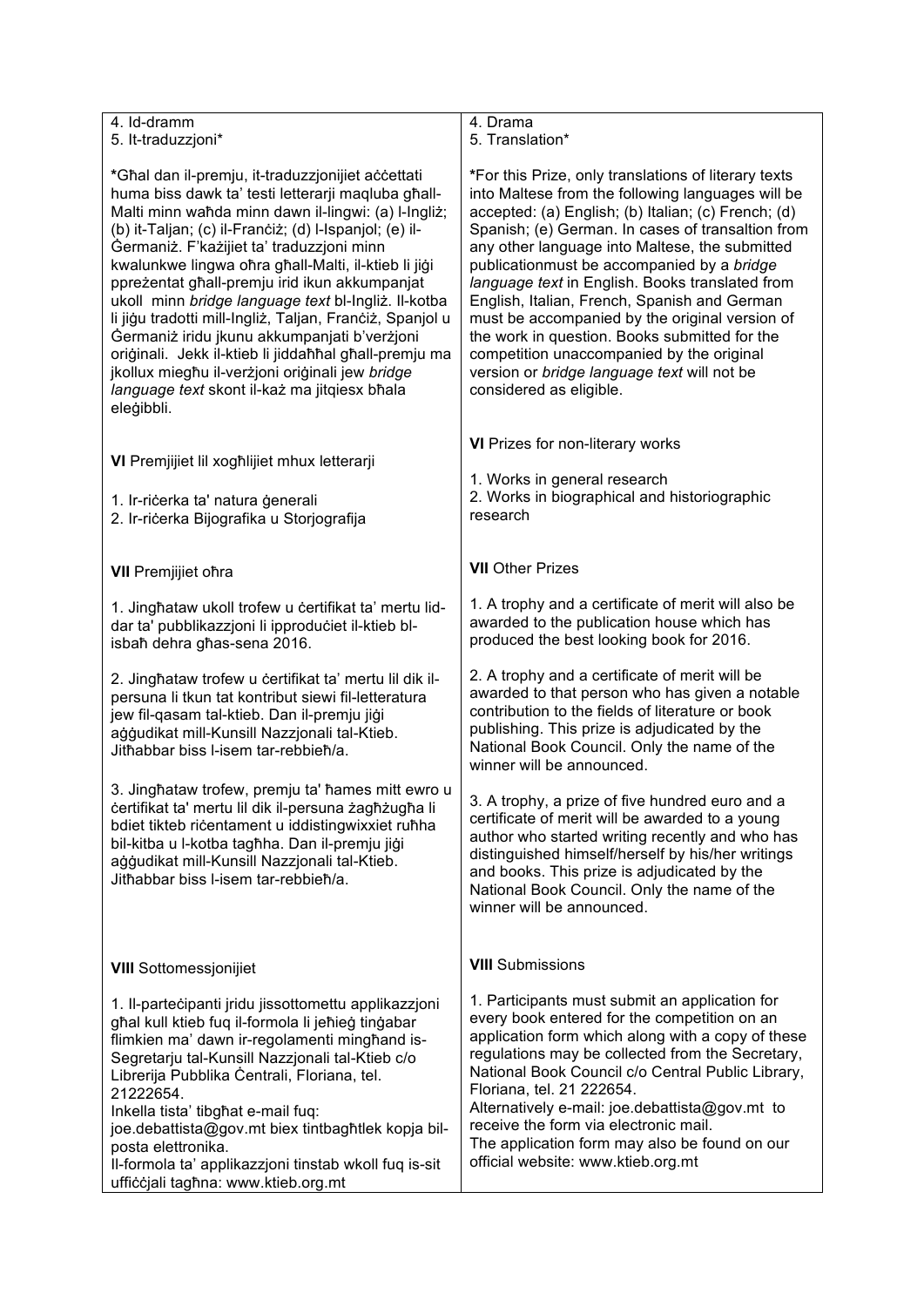4. Id-dramm
5. It-traduzzjoni*

*Għal dan il-premju, it-traduzzjonijiet aċċettati huma biss dawk ta' testi letterarji maqluba għall-Malti minn waħda minn dawn il-lingwi: (a) l-Ingliż; (b) it-Taljan; (c) il-Franċiż; (d) l-Ispanjol; (e) il-Ġermaniż. F'każijiet ta' traduzzjoni minn kwalunkwe lingwa oħra għall-Malti, il-ktieb li jiġi ppreżentat għall-premju irid ikun akkumpanjat ukoll minn *bridge language text* bl-Ingliż. Il-kotba li jiġu tradotti mill-Ingliż, Taljan, Franċiż, Spanjol u Ġermaniż iridu jkunu akkumpanjati b'verżjoni oriġinali. Jekk il-ktieb li jiddaħħal għall-premju ma jkollux miegħu il-verżjoni oriġinali jew *bridge language text* skont il-każ ma jitqiesx bħala eleġibbli.

**VI** Premjijiet lil xogħlijiet mhux letterarji

1. Ir-riċerka ta' natura ġenerali
2. Ir-riċerka Bijografika u Storjografija

**VII** Premjijiet oħra

1. Jingħataw ukoll trofew u ċertifikat ta' mertu lid-dar ta' pubblikazzjoni li ipproduċiet il-ktieb bl-isbaħ dehra għas-sena 2016.

2. Jingħataw trofew u ċertifikat ta' mertu lil dik il-persuna li tkun tat kontribut siewi fil-letteratura jew fil-qasam tal-ktieb. Dan il-premju jiġi aġġudikat mill-Kunsill Nazzjonali tal-Ktieb. Jitħabbar biss l-isem tar-rebbieħ/a.

3. Jingħataw trofew, premju ta' ħames mitt ewro u ċertifikat ta' mertu lil dik il-persuna żagħżugħa li bdiet tikteb riċentament u iddistingwixxiet ruħha bil-kitba u l-kotba tagħha. Dan il-premju jiġi aġġudikat mill-Kunsill Nazzjonali tal-Ktieb. Jitħabbar biss l-isem tar-rebbieħ/a.

**VIII** Sottomessjonijiet

1. Il-parteċipanti jridu jissottomettu applikazzjoni għal kull ktieb fuq il-formola li jeħieġ tinġabar flimkien ma' dawn ir-regolamenti mingħand is-Segretarju tal-Kunsill Nazzjonali tal-Ktieb c/o Librerija Pubblika Ċentrali, Floriana, tel. 21222654.
Inkella tista' tibgħat e-mail fuq: joe.debattista@gov.mt biex tintbagħtlek kopja bil-posta elettronika.
Il-formola ta' applikazzjoni tinstab wkoll fuq is-sit uffiċċjali tagħna: www.ktieb.org.mt

4. Drama
5. Translation*

*For this Prize, only translations of literary texts into Maltese from the following languages will be accepted: (a) English; (b) Italian; (c) French; (d) Spanish; (e) German. In cases of transaltion from any other language into Maltese, the submitted publicationmust be accompanied by a *bridge language text* in English. Books translated from English, Italian, French, Spanish and German must be accompanied by the original version of the work in question. Books submitted for the competition unaccompanied by the original version or *bridge language text* will not be considered as eligible.

**VI** Prizes for non-literary works

1. Works in general research
2. Works in biographical and historiographic research

**VII** Other Prizes

1. A trophy and a certificate of merit will also be awarded to the publication house which has produced the best looking book for 2016.

2. A trophy and a certificate of merit will be awarded to that person who has given a notable contribution to the fields of literature or book publishing. This prize is adjudicated by the National Book Council. Only the name of the winner will be announced.

3. A trophy, a prize of five hundred euro and a certificate of merit will be awarded to a young author who started writing recently and who has distinguished himself/herself by his/her writings and books. This prize is adjudicated by the National Book Council. Only the name of the winner will be announced.

**VIII** Submissions

1. Participants must submit an application for every book entered for the competition on an application form which along with a copy of these regulations may be collected from the Secretary, National Book Council c/o Central Public Library, Floriana, tel. 21 222654.
Alternatively e-mail: joe.debattista@gov.mt to receive the form via electronic mail.
The application form may also be found on our official website: www.ktieb.org.mt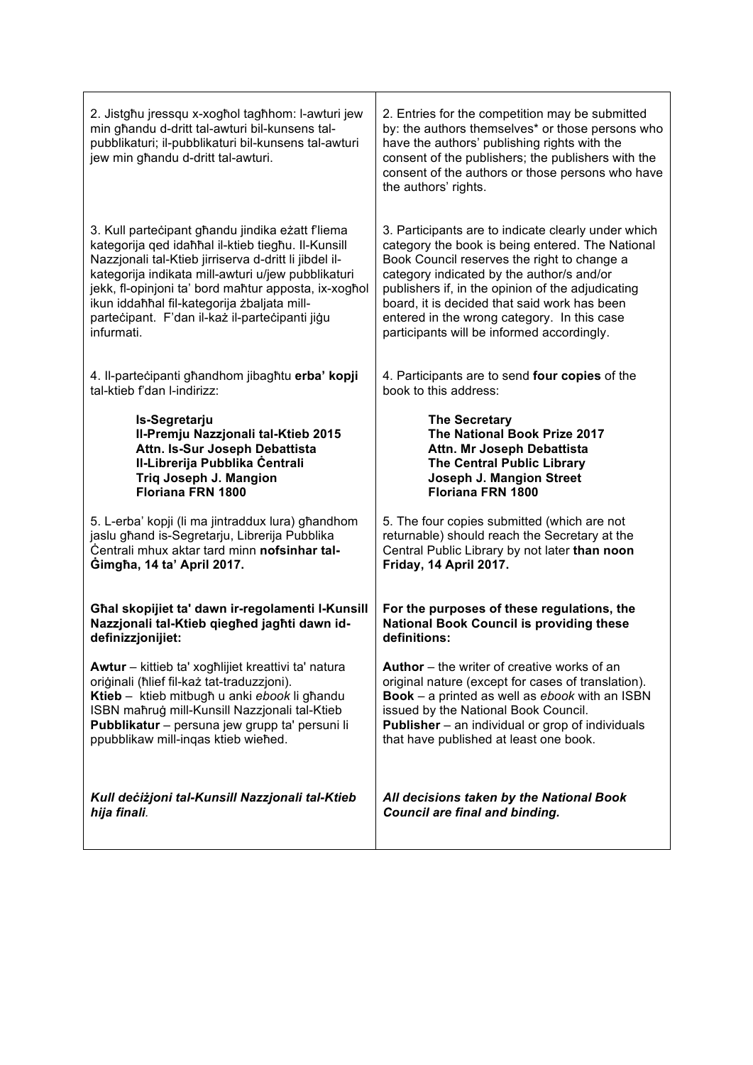2. Jistgħu jressqu x-xogħol tagħhom: l-awturi jew min għandu d-dritt tal-awturi bil-kunsens tal-pubblikaturi; il-pubblikaturi bil-kunsens tal-awturi jew min għandu d-dritt tal-awturi.

3. Kull parteċipant għandu jindika eżatt f'liema kategorija qed idaħħal il-ktieb tiegħu. Il-Kunsill Nazzjonali tal-Ktieb jirriserva d-dritt li jibdel il-kategorija indikata mill-awturi u/jew pubblikaturi jekk, fl-opinjoni ta' bord maħtur apposta, ix-xogħol ikun iddaħħal fil-kategorija żbaljata mill-parteċipant. F'dan il-każ il-parteċipanti jiġu infurmati.

4. Il-parteċipanti għandhom jibagħtu **erba' kopji** tal-ktieb f'dan l-indirizz:

> **Is-Segretarju**
> **Il-Premju Nazzjonali tal-Ktieb 2015**
> **Attn. Is-Sur Joseph Debattista**
> **Il-Librerija Pubblika Ċentrali**
> **Triq Joseph J. Mangion**
> **Floriana FRN 1800**

5. L-erba' kopji (li ma jintraddux lura) għandhom jaslu għand is-Segretarju, Librerija Pubblika Ċentrali mhux aktar tard minn **nofsinhar tal-Ġimgħa, 14 ta' April 2017.**

**Għal skopijiet ta' dawn ir-regolamenti l-Kunsill Nazzjonali tal-Ktieb qiegħed jagħti dawn id-definizzjonijiet:**

**Awtur** – kittieb ta' xogħlijiet kreattivi ta' natura oriġinali (ħlief fil-każ tat-traduzzjoni).
**Ktieb** – ktieb mitbugħ u anki *ebook* li għandu ISBN maħruġ mill-Kunsill Nazzjonali tal-Ktieb
**Pubblikatur** – persuna jew grupp ta' persuni li ppubblikaw mill-inqas ktieb wieħed.

***Kull deċiżjoni tal-Kunsill Nazzjonali tal-Ktieb hija finali*.**

2. Entries for the competition may be submitted by: the authors themselves* or those persons who have the authors' publishing rights with the consent of the publishers; the publishers with the consent of the authors or those persons who have the authors' rights.

3. Participants are to indicate clearly under which category the book is being entered. The National Book Council reserves the right to change a category indicated by the author/s and/or publishers if, in the opinion of the adjudicating board, it is decided that said work has been entered in the wrong category. In this case participants will be informed accordingly.

4. Participants are to send **four copies** of the book to this address:

> **The Secretary**
> **The National Book Prize 2017**
> **Attn. Mr Joseph Debattista**
> **The Central Public Library**
> **Joseph J. Mangion Street**
> **Floriana FRN 1800**

5. The four copies submitted (which are not returnable) should reach the Secretary at the Central Public Library by not later **than noon Friday, 14 April 2017.**

**For the purposes of these regulations, the National Book Council is providing these definitions:**

**Author** – the writer of creative works of an original nature (except for cases of translation).
**Book** – a printed as well as *ebook* with an ISBN issued by the National Book Council.
**Publisher** – an individual or grop of individuals that have published at least one book.

***All decisions taken by the National Book Council are final and binding.***